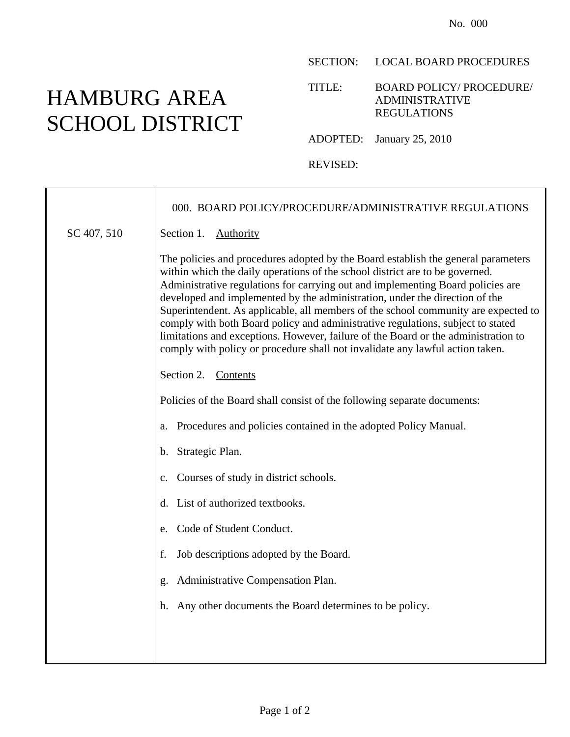No. 000

# HAMBURG AREA SCHOOL DISTRICT

SECTION: LOCAL BOARD PROCEDURES

TITLE: BOARD POLICY/ PROCEDURE/ ADMINISTRATIVE REGULATIONS

ADOPTED: January 25, 2010

REVISED:

## 000. BOARD POLICY/PROCEDURE/ADMINISTRATIVE REGULATIONS

SC 407, 510

### Section 1. Authority

The policies and procedures adopted by the Board establish the general parameters within which the daily operations of the school district are to be governed. Administrative regulations for carrying out and implementing Board policies are developed and implemented by the administration, under the direction of the Superintendent. As applicable, all members of the school community are expected to comply with both Board policy and administrative regulations, subject to stated limitations and exceptions. However, failure of the Board or the administration to comply with policy or procedure shall not invalidate any lawful action taken.

### Section 2. Contents

Policies of the Board shall consist of the following separate documents:

a. Procedures and policies contained in the adopted Policy Manual.

b. Strategic Plan.

c. Courses of study in district schools.

d. List of authorized textbooks.

e. Code of Student Conduct.

f. Job descriptions adopted by the Board.

g. Administrative Compensation Plan.

h. Any other documents the Board determines to be policy.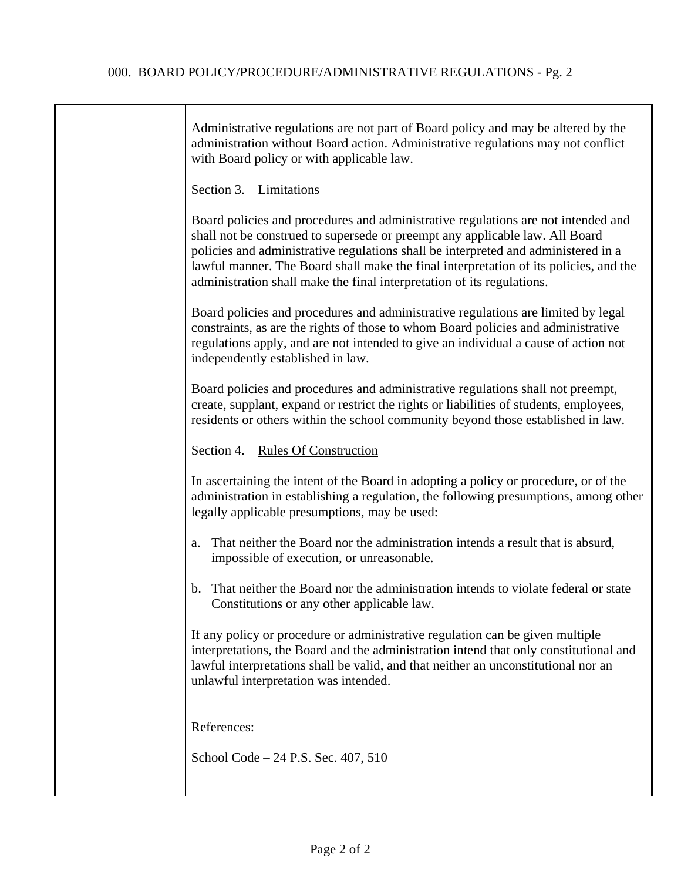Administrative regulations are not part of Board policy and may be altered by the administration without Board action. Administrative regulations may not conflict with Board policy or with applicable law.

Section 3. Limitations

Board policies and procedures and administrative regulations are not intended and shall not be construed to supersede or preempt any applicable law. All Board policies and administrative regulations shall be interpreted and administered in a lawful manner. The Board shall make the final interpretation of its policies, and the administration shall make the final interpretation of its regulations.

Board policies and procedures and administrative regulations are limited by legal constraints, as are the rights of those to whom Board policies and administrative regulations apply, and are not intended to give an individual a cause of action not independently established in law.

Board policies and procedures and administrative regulations shall not preempt, create, supplant, expand or restrict the rights or liabilities of students, employees, residents or others within the school community beyond those established in law.

Section 4. Rules Of Construction

In ascertaining the intent of the Board in adopting a policy or procedure, or of the administration in establishing a regulation, the following presumptions, among other legally applicable presumptions, may be used:

a. That neither the Board nor the administration intends a result that is absurd, impossible of execution, or unreasonable.

b. That neither the Board nor the administration intends to violate federal or state Constitutions or any other applicable law.

If any policy or procedure or administrative regulation can be given multiple interpretations, the Board and the administration intend that only constitutional and lawful interpretations shall be valid, and that neither an unconstitutional nor an unlawful interpretation was intended.

References:

School Code – 24 P.S. Sec. 407, 510